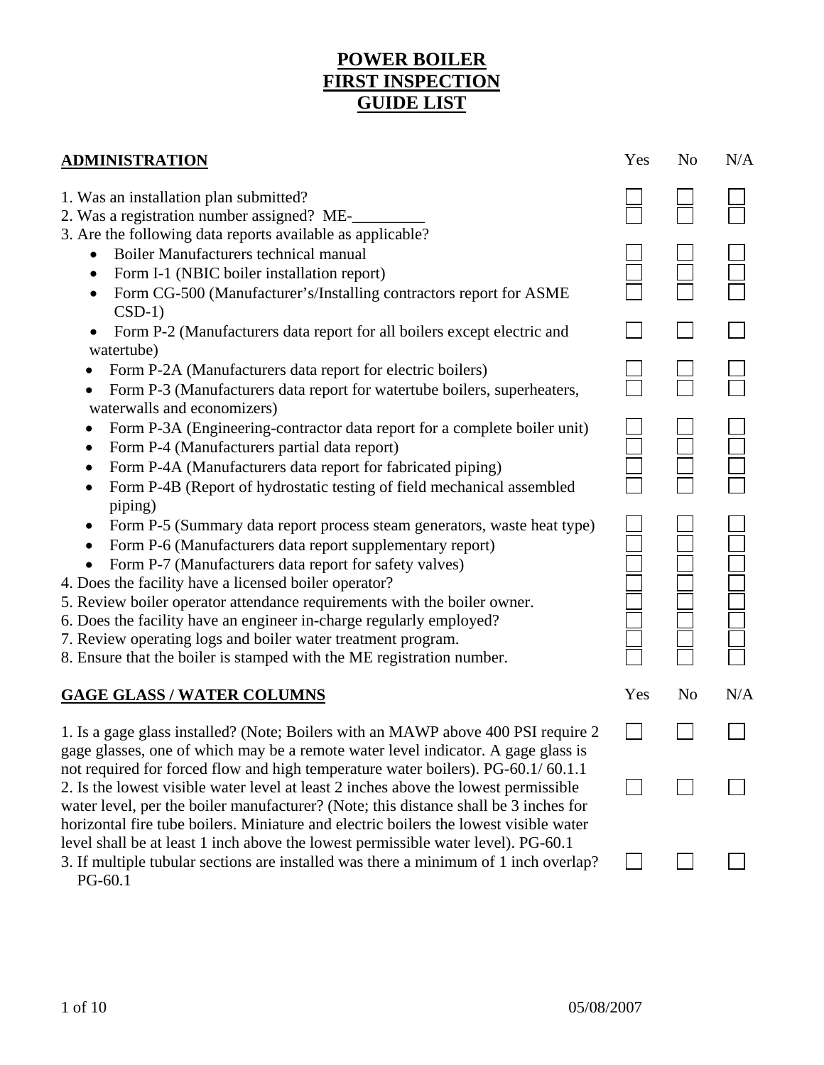# POWER BOILER FIRST INSPECTION GUIDE LIST

| **ADMINISTRATION** | Yes | No | N/A |
|---|---|---|---|
| 1. Was an installation plan submitted? | ☐ | ☐ | ☐ |
| 2. Was a registration number assigned? ME-_________ | ☐ | ☐ | ☐ |
| 3. Are the following data reports available as applicable? | | | |
| • Boiler Manufacturers technical manual | ☐ | ☐ | ☐ |
| • Form I-1 (NBIC boiler installation report) | ☐ | ☐ | ☐ |
| • Form CG-500 (Manufacturer's/Installing contractors report for ASME CSD-1) | ☐ | ☐ | ☐ |
| • Form P-2 (Manufacturers data report for all boilers except electric and watertube) | ☐ | ☐ | ☐ |
| • Form P-2A (Manufacturers data report for electric boilers) | ☐ | ☐ | ☐ |
| • Form P-3 (Manufacturers data report for watertube boilers, superheaters, waterwalls and economizers) | ☐ | ☐ | ☐ |
| • Form P-3A (Engineering-contractor data report for a complete boiler unit) | ☐ | ☐ | ☐ |
| • Form P-4 (Manufacturers partial data report) | ☐ | ☐ | ☐ |
| • Form P-4A (Manufacturers data report for fabricated piping) | ☐ | ☐ | ☐ |
| • Form P-4B (Report of hydrostatic testing of field mechanical assembled piping) | ☐ | ☐ | ☐ |
| • Form P-5 (Summary data report process steam generators, waste heat type) | ☐ | ☐ | ☐ |
| • Form P-6 (Manufacturers data report supplementary report) | ☐ | ☐ | ☐ |
| • Form P-7 (Manufacturers data report for safety valves) | ☐ | ☐ | ☐ |
| 4. Does the facility have a licensed boiler operator? | ☐ | ☐ | ☐ |
| 5. Review boiler operator attendance requirements with the boiler owner. | ☐ | ☐ | ☐ |
| 6. Does the facility have an engineer in-charge regularly employed? | ☐ | ☐ | ☐ |
| 7. Review operating logs and boiler water treatment program. | ☐ | ☐ | ☐ |
| 8. Ensure that the boiler is stamped with the ME registration number. | ☐ | ☐ | ☐ |

| **GAGE GLASS / WATER COLUMNS** | Yes | No | N/A |
|---|---|---|---|
| 1. Is a gage glass installed? (Note; Boilers with an MAWP above 400 PSI require 2 gage glasses, one of which may be a remote water level indicator. A gage glass is not required for forced flow and high temperature water boilers). PG-60.1/ 60.1.1 | ☐ | ☐ | ☐ |
| 2. Is the lowest visible water level at least 2 inches above the lowest permissible water level, per the boiler manufacturer? (Note; this distance shall be 3 inches for horizontal fire tube boilers. Miniature and electric boilers the lowest visible water level shall be at least 1 inch above the lowest permissible water level). PG-60.1 | ☐ | ☐ | ☐ |
| 3. If multiple tubular sections are installed was there a minimum of 1 inch overlap? PG-60.1 | ☐ | ☐ | ☐ |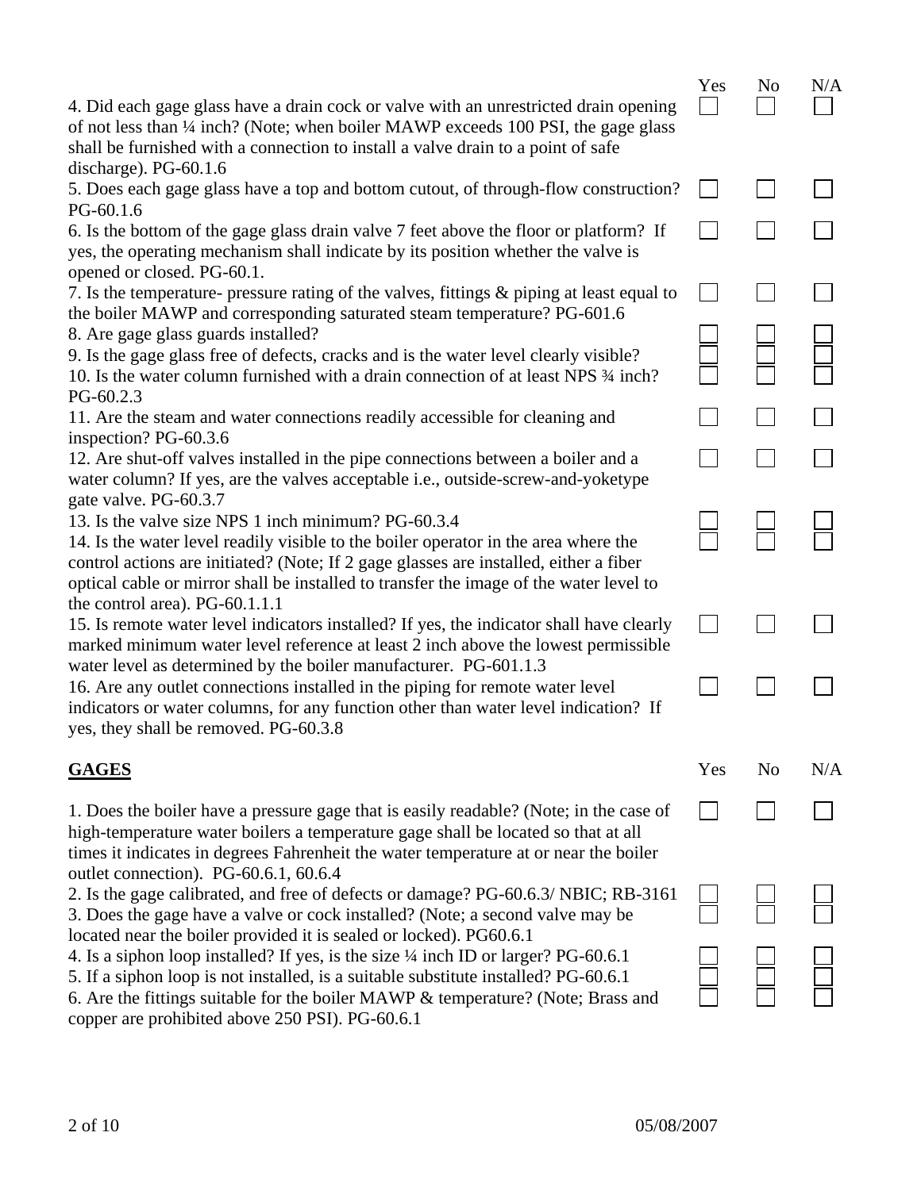| | Yes | No | N/A |
|---|---|---|---|
| 4. Did each gage glass have a drain cock or valve with an unrestricted drain opening of not less than ¼ inch? (Note; when boiler MAWP exceeds 100 PSI, the gage glass shall be furnished with a connection to install a valve drain to a point of safe discharge). PG-60.1.6 | ☐ | ☐ | ☐ |
| 5. Does each gage glass have a top and bottom cutout, of through-flow construction? PG-60.1.6 | ☐ | ☐ | ☐ |
| 6. Is the bottom of the gage glass drain valve 7 feet above the floor or platform? If yes, the operating mechanism shall indicate by its position whether the valve is opened or closed. PG-60.1. | ☐ | ☐ | ☐ |
| 7. Is the temperature- pressure rating of the valves, fittings & piping at least equal to the boiler MAWP and corresponding saturated steam temperature? PG-601.6 | ☐ | ☐ | ☐ |
| 8. Are gage glass guards installed? | ☐ | ☐ | ☐ |
| 9. Is the gage glass free of defects, cracks and is the water level clearly visible? | ☐ | ☐ | ☐ |
| 10. Is the water column furnished with a drain connection of at least NPS ¾ inch? PG-60.2.3 | ☐ | ☐ | ☐ |
| 11. Are the steam and water connections readily accessible for cleaning and inspection? PG-60.3.6 | ☐ | ☐ | ☐ |
| 12. Are shut-off valves installed in the pipe connections between a boiler and a water column? If yes, are the valves acceptable i.e., outside-screw-and-yoketype gate valve. PG-60.3.7 | ☐ | ☐ | ☐ |
| 13. Is the valve size NPS 1 inch minimum? PG-60.3.4 | ☐ | ☐ | ☐ |
| 14. Is the water level readily visible to the boiler operator in the area where the control actions are initiated? (Note; If 2 gage glasses are installed, either a fiber optical cable or mirror shall be installed to transfer the image of the water level to the control area). PG-60.1.1.1 | ☐ | ☐ | ☐ |
| 15. Is remote water level indicators installed? If yes, the indicator shall have clearly marked minimum water level reference at least 2 inch above the lowest permissible water level as determined by the boiler manufacturer. PG-601.1.3 | ☐ | ☐ | ☐ |
| 16. Are any outlet connections installed in the piping for remote water level indicators or water columns, for any function other than water level indication? If yes, they shall be removed. PG-60.3.8 | ☐ | ☐ | ☐ |

## GAGES

| | Yes | No | N/A |
|---|---|---|---|
| 1. Does the boiler have a pressure gage that is easily readable? (Note; in the case of high-temperature water boilers a temperature gage shall be located so that at all times it indicates in degrees Fahrenheit the water temperature at or near the boiler outlet connection). PG-60.6.1, 60.6.4 | ☐ | ☐ | ☐ |
| 2. Is the gage calibrated, and free of defects or damage? PG-60.6.3/ NBIC; RB-3161 | ☐ | ☐ | ☐ |
| 3. Does the gage have a valve or cock installed? (Note; a second valve may be located near the boiler provided it is sealed or locked). PG60.6.1 | ☐ | ☐ | ☐ |
| 4. Is a siphon loop installed? If yes, is the size ¼ inch ID or larger? PG-60.6.1 | ☐ | ☐ | ☐ |
| 5. If a siphon loop is not installed, is a suitable substitute installed? PG-60.6.1 | ☐ | ☐ | ☐ |
| 6. Are the fittings suitable for the boiler MAWP & temperature? (Note; Brass and copper are prohibited above 250 PSI). PG-60.6.1 | ☐ | ☐ | ☐ |

05/08/2007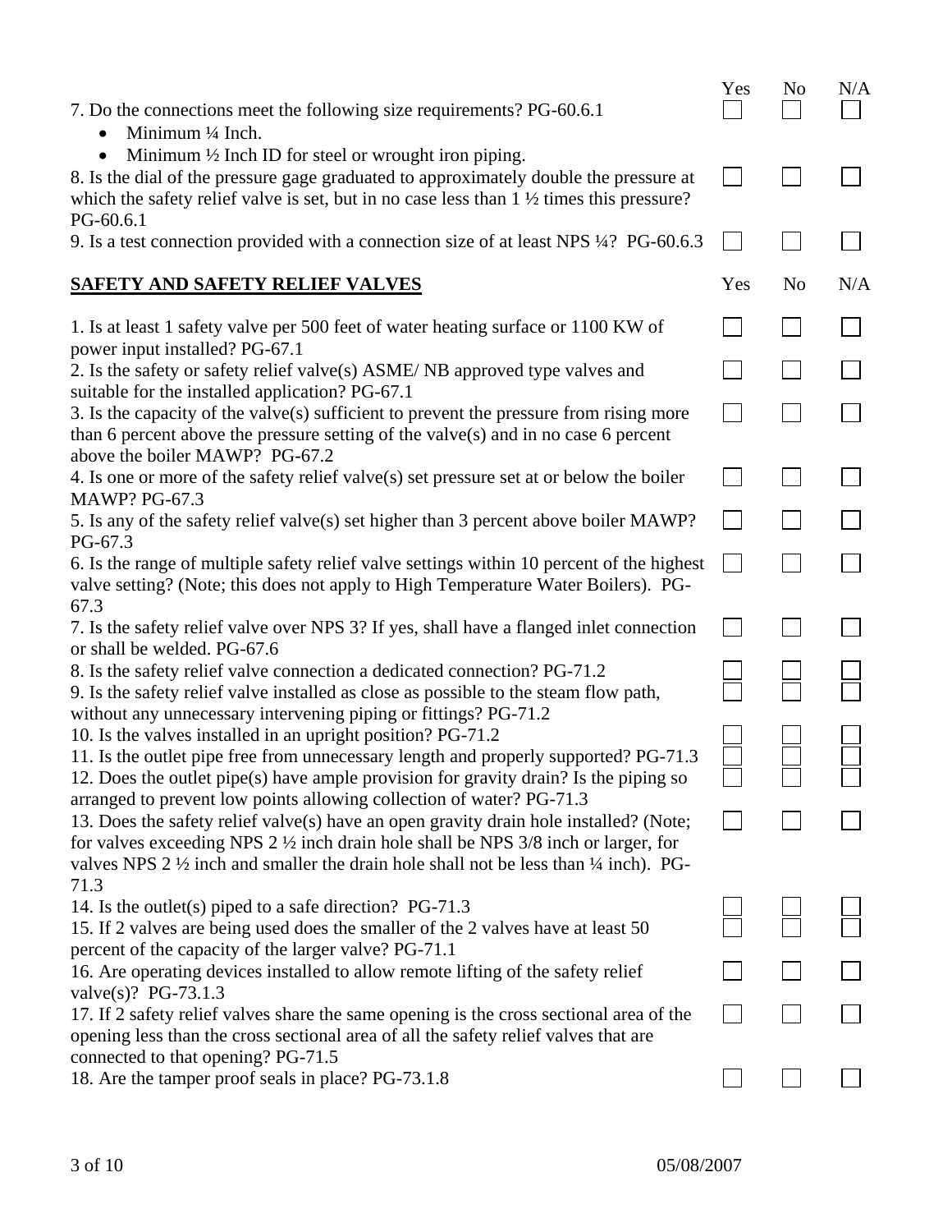| | Yes | No | N/A |
|---|---|---|---|
| 7. Do the connections meet the following size requirements? PG-60.6.1<br>• Minimum ¼ Inch.<br>• Minimum ½ Inch ID for steel or wrought iron piping. | ☐ | ☐ | ☐ |
| 8. Is the dial of the pressure gage graduated to approximately double the pressure at which the safety relief valve is set, but in no case less than 1 ½ times this pressure? PG-60.6.1 | ☐ | ☐ | ☐ |
| 9. Is a test connection provided with a connection size of at least NPS ¼? PG-60.6.3 | ☐ | ☐ | ☐ |

| **SAFETY AND SAFETY RELIEF VALVES** | Yes | No | N/A |
|---|---|---|---|
| 1. Is at least 1 safety valve per 500 feet of water heating surface or 1100 KW of power input installed? PG-67.1 | ☐ | ☐ | ☐ |
| 2. Is the safety or safety relief valve(s) ASME/ NB approved type valves and suitable for the installed application? PG-67.1 | ☐ | ☐ | ☐ |
| 3. Is the capacity of the valve(s) sufficient to prevent the pressure from rising more than 6 percent above the pressure setting of the valve(s) and in no case 6 percent above the boiler MAWP? PG-67.2 | ☐ | ☐ | ☐ |
| 4. Is one or more of the safety relief valve(s) set pressure set at or below the boiler MAWP? PG-67.3 | ☐ | ☐ | ☐ |
| 5. Is any of the safety relief valve(s) set higher than 3 percent above boiler MAWP? PG-67.3 | ☐ | ☐ | ☐ |
| 6. Is the range of multiple safety relief valve settings within 10 percent of the highest valve setting? (Note; this does not apply to High Temperature Water Boilers). PG-67.3 | ☐ | ☐ | ☐ |
| 7. Is the safety relief valve over NPS 3? If yes, shall have a flanged inlet connection or shall be welded. PG-67.6 | ☐ | ☐ | ☐ |
| 8. Is the safety relief valve connection a dedicated connection? PG-71.2 | ☐ | ☐ | ☐ |
| 9. Is the safety relief valve installed as close as possible to the steam flow path, without any unnecessary intervening piping or fittings? PG-71.2 | ☐ | ☐ | ☐ |
| 10. Is the valves installed in an upright position? PG-71.2 | ☐ | ☐ | ☐ |
| 11. Is the outlet pipe free from unnecessary length and properly supported? PG-71.3 | ☐ | ☐ | ☐ |
| 12. Does the outlet pipe(s) have ample provision for gravity drain? Is the piping so arranged to prevent low points allowing collection of water? PG-71.3 | ☐ | ☐ | ☐ |
| 13. Does the safety relief valve(s) have an open gravity drain hole installed? (Note; for valves exceeding NPS 2 ½ inch drain hole shall be NPS 3/8 inch or larger, for valves NPS 2 ½ inch and smaller the drain hole shall not be less than ¼ inch). PG-71.3 | ☐ | ☐ | ☐ |
| 14. Is the outlet(s) piped to a safe direction? PG-71.3 | ☐ | ☐ | ☐ |
| 15. If 2 valves are being used does the smaller of the 2 valves have at least 50 percent of the capacity of the larger valve? PG-71.1 | ☐ | ☐ | ☐ |
| 16. Are operating devices installed to allow remote lifting of the safety relief valve(s)? PG-73.1.3 | ☐ | ☐ | ☐ |
| 17. If 2 safety relief valves share the same opening is the cross sectional area of the opening less than the cross sectional area of all the safety relief valves that are connected to that opening? PG-71.5 | ☐ | ☐ | ☐ |
| 18. Are the tamper proof seals in place? PG-73.1.8 | ☐ | ☐ | ☐ |

05/08/2007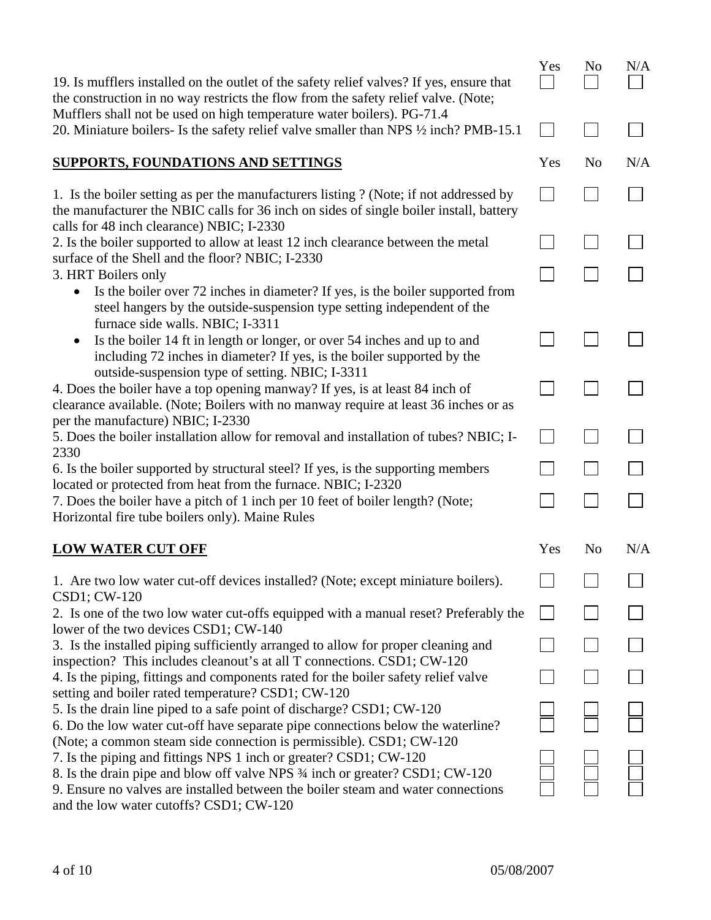| | Yes | No | N/A |
|---|---|---|---|
| 19. Is mufflers installed on the outlet of the safety relief valves? If yes, ensure that the construction in no way restricts the flow from the safety relief valve. (Note; Mufflers shall not be used on high temperature water boilers). PG-71.4 | ☐ | ☐ | ☐ |
| 20. Miniature boilers- Is the safety relief valve smaller than NPS ½ inch? PMB-15.1 | ☐ | ☐ | ☐ |

| **SUPPORTS, FOUNDATIONS AND SETTINGS** | Yes | No | N/A |
|---|---|---|---|
| 1. Is the boiler setting as per the manufacturers listing ? (Note; if not addressed by the manufacturer the NBIC calls for 36 inch on sides of single boiler install, battery calls for 48 inch clearance) NBIC; I-2330 | ☐ | ☐ | ☐ |
| 2. Is the boiler supported to allow at least 12 inch clearance between the metal surface of the Shell and the floor? NBIC; I-2330 | ☐ | ☐ | ☐ |
| 3. HRT Boilers only<br>• Is the boiler over 72 inches in diameter? If yes, is the boiler supported from steel hangers by the outside-suspension type setting independent of the furnace side walls. NBIC; I-3311 | ☐ | ☐ | ☐ |
| • Is the boiler 14 ft in length or longer, or over 54 inches and up to and including 72 inches in diameter? If yes, is the boiler supported by the outside-suspension type of setting. NBIC; I-3311 | ☐ | ☐ | ☐ |
| 4. Does the boiler have a top opening manway? If yes, is at least 84 inch of clearance available. (Note; Boilers with no manway require at least 36 inches or as per the manufacture) NBIC; I-2330 | ☐ | ☐ | ☐ |
| 5. Does the boiler installation allow for removal and installation of tubes? NBIC; I-2330 | ☐ | ☐ | ☐ |
| 6. Is the boiler supported by structural steel? If yes, is the supporting members located or protected from heat from the furnace. NBIC; I-2320 | ☐ | ☐ | ☐ |
| 7. Does the boiler have a pitch of 1 inch per 10 feet of boiler length? (Note; Horizontal fire tube boilers only). Maine Rules | ☐ | ☐ | ☐ |

| **LOW WATER CUT OFF** | Yes | No | N/A |
|---|---|---|---|
| 1. Are two low water cut-off devices installed? (Note; except miniature boilers). CSD1; CW-120 | ☐ | ☐ | ☐ |
| 2. Is one of the two low water cut-offs equipped with a manual reset? Preferably the lower of the two devices CSD1; CW-140 | ☐ | ☐ | ☐ |
| 3. Is the installed piping sufficiently arranged to allow for proper cleaning and inspection? This includes cleanout's at all T connections. CSD1; CW-120 | ☐ | ☐ | ☐ |
| 4. Is the piping, fittings and components rated for the boiler safety relief valve setting and boiler rated temperature? CSD1; CW-120 | ☐ | ☐ | ☐ |
| 5. Is the drain line piped to a safe point of discharge? CSD1; CW-120 | ☐ | ☐ | ☐ |
| 6. Do the low water cut-off have separate pipe connections below the waterline? (Note; a common steam side connection is permissible). CSD1; CW-120 | ☐ | ☐ | ☐ |
| 7. Is the piping and fittings NPS 1 inch or greater? CSD1; CW-120 | ☐ | ☐ | ☐ |
| 8. Is the drain pipe and blow off valve NPS ¾ inch or greater? CSD1; CW-120 | ☐ | ☐ | ☐ |
| 9. Ensure no valves are installed between the boiler steam and water connections and the low water cutoffs? CSD1; CW-120 | ☐ | ☐ | ☐ |

05/08/2007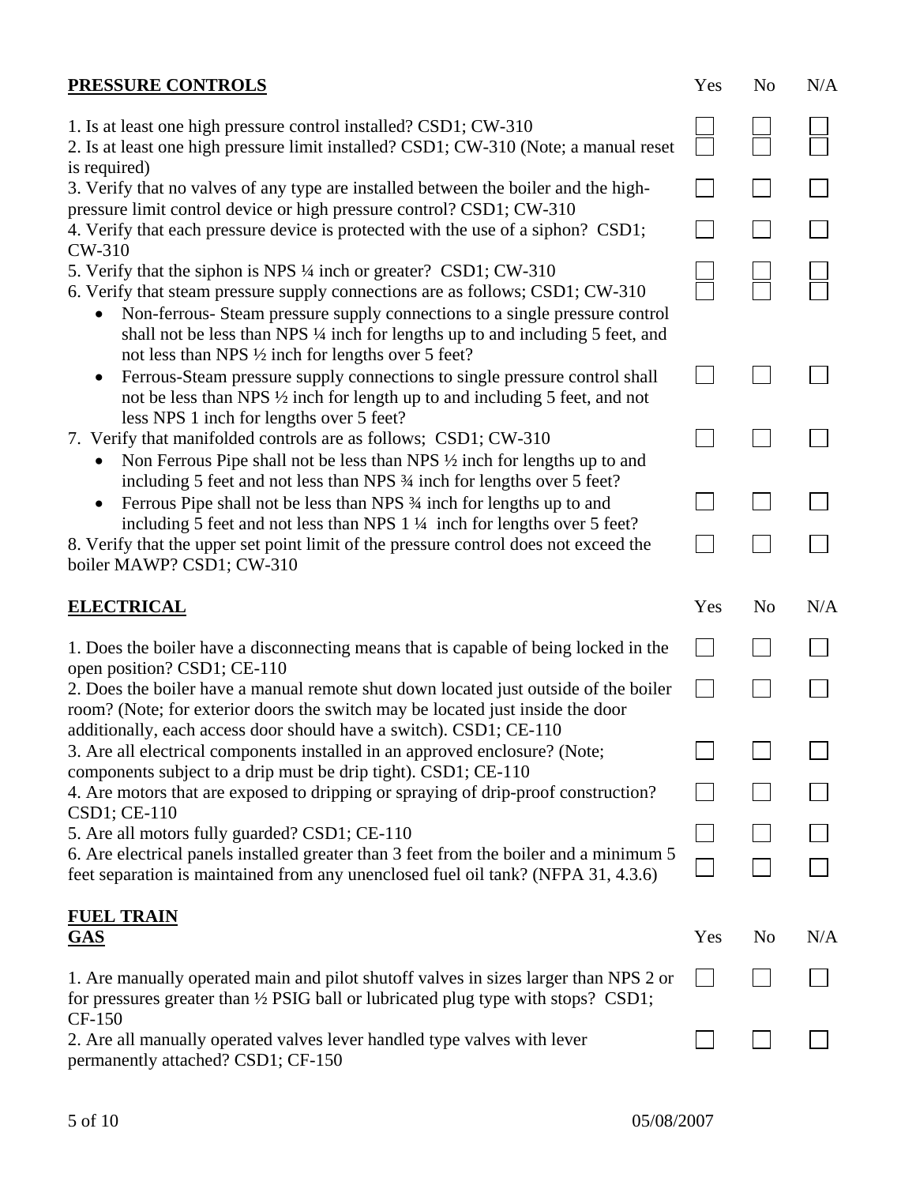## PRESSURE CONTROLS

| Item | Yes | No | N/A |
|---|---|---|---|
| 1. Is at least one high pressure control installed? CSD1; CW-310 | ☐ | ☐ | ☐ |
| 2. Is at least one high pressure limit installed? CSD1; CW-310 (Note; a manual reset is required) | ☐ | ☐ | ☐ |
| 3. Verify that no valves of any type are installed between the boiler and the high-pressure limit control device or high pressure control? CSD1; CW-310 | ☐ | ☐ | ☐ |
| 4. Verify that each pressure device is protected with the use of a siphon? CSD1; CW-310 | ☐ | ☐ | ☐ |
| 5. Verify that the siphon is NPS ¼ inch or greater? CSD1; CW-310 | ☐ | ☐ | ☐ |
| 6. Verify that steam pressure supply connections are as follows; CSD1; CW-310 | | | |
| • Non-ferrous- Steam pressure supply connections to a single pressure control shall not be less than NPS ¼ inch for lengths up to and including 5 feet, and not less than NPS ½ inch for lengths over 5 feet? | ☐ | ☐ | ☐ |
| • Ferrous-Steam pressure supply connections to single pressure control shall not be less than NPS ½ inch for length up to and including 5 feet, and not less NPS 1 inch for lengths over 5 feet? | ☐ | ☐ | ☐ |
| 7. Verify that manifolded controls are as follows; CSD1; CW-310 | | | |
| • Non Ferrous Pipe shall not be less than NPS ½ inch for lengths up to and including 5 feet and not less than NPS ¾ inch for lengths over 5 feet? | ☐ | ☐ | ☐ |
| • Ferrous Pipe shall not be less than NPS ¾ inch for lengths up to and including 5 feet and not less than NPS 1 ¼ inch for lengths over 5 feet? | ☐ | ☐ | ☐ |
| 8. Verify that the upper set point limit of the pressure control does not exceed the boiler MAWP? CSD1; CW-310 | ☐ | ☐ | ☐ |

## ELECTRICAL

| Item | Yes | No | N/A |
|---|---|---|---|
| 1. Does the boiler have a disconnecting means that is capable of being locked in the open position? CSD1; CE-110 | ☐ | ☐ | ☐ |
| 2. Does the boiler have a manual remote shut down located just outside of the boiler room? (Note; for exterior doors the switch may be located just inside the door additionally, each access door should have a switch). CSD1; CE-110 | ☐ | ☐ | ☐ |
| 3. Are all electrical components installed in an approved enclosure? (Note; components subject to a drip must be drip tight). CSD1; CE-110 | ☐ | ☐ | ☐ |
| 4. Are motors that are exposed to dripping or spraying of drip-proof construction? CSD1; CE-110 | ☐ | ☐ | ☐ |
| 5. Are all motors fully guarded? CSD1; CE-110 | ☐ | ☐ | ☐ |
| 6. Are electrical panels installed greater than 3 feet from the boiler and a minimum 5 feet separation is maintained from any unenclosed fuel oil tank? (NFPA 31, 4.3.6) | ☐ | ☐ | ☐ |

## FUEL TRAIN

### GAS

| Item | Yes | No | N/A |
|---|---|---|---|
| 1. Are manually operated main and pilot shutoff valves in sizes larger than NPS 2 or for pressures greater than ½ PSIG ball or lubricated plug type with stops? CSD1; CF-150 | ☐ | ☐ | ☐ |
| 2. Are all manually operated valves lever handled type valves with lever permanently attached? CSD1; CF-150 | ☐ | ☐ | ☐ |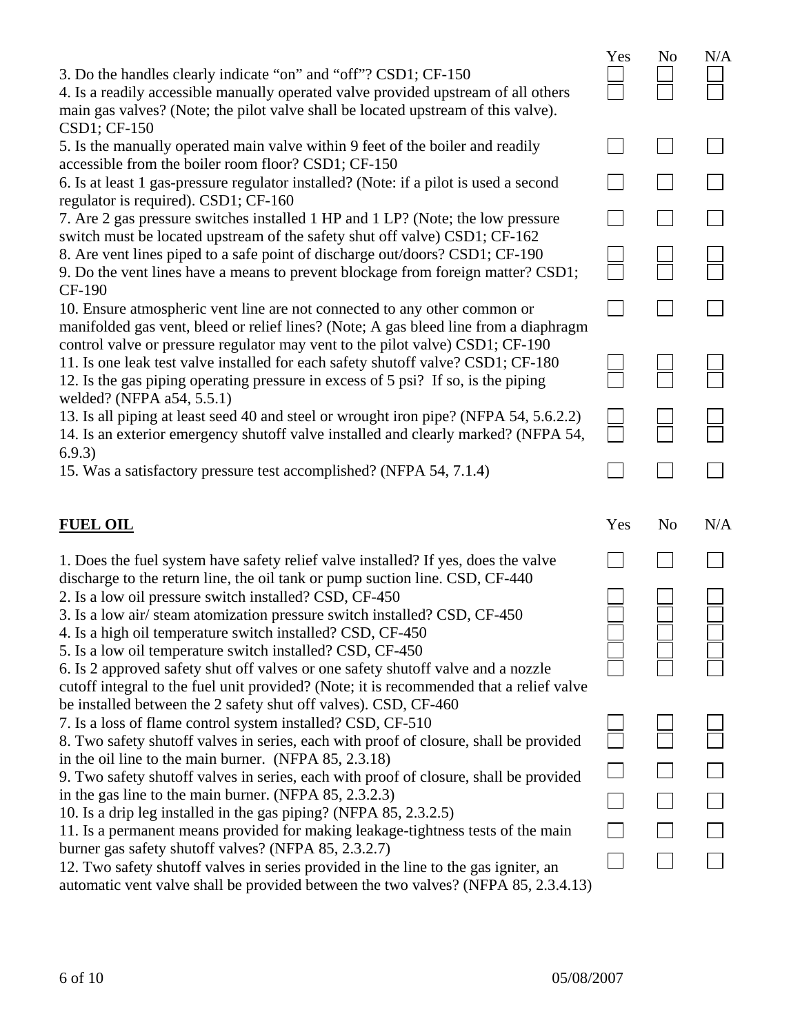| | Yes | No | N/A |
|---|---|---|---|
| 3. Do the handles clearly indicate "on" and "off"? CSD1; CF-150 | ☐ | ☐ | ☐ |
| 4. Is a readily accessible manually operated valve provided upstream of all others main gas valves? (Note; the pilot valve shall be located upstream of this valve). CSD1; CF-150 | ☐ | ☐ | ☐ |
| 5. Is the manually operated main valve within 9 feet of the boiler and readily accessible from the boiler room floor? CSD1; CF-150 | ☐ | ☐ | ☐ |
| 6. Is at least 1 gas-pressure regulator installed? (Note: if a pilot is used a second regulator is required). CSD1; CF-160 | ☐ | ☐ | ☐ |
| 7. Are 2 gas pressure switches installed 1 HP and 1 LP? (Note; the low pressure switch must be located upstream of the safety shut off valve) CSD1; CF-162 | ☐ | ☐ | ☐ |
| 8. Are vent lines piped to a safe point of discharge out/doors? CSD1; CF-190 | ☐ | ☐ | ☐ |
| 9. Do the vent lines have a means to prevent blockage from foreign matter? CSD1; CF-190 | ☐ | ☐ | ☐ |
| 10. Ensure atmospheric vent line are not connected to any other common or manifolded gas vent, bleed or relief lines? (Note; A gas bleed line from a diaphragm control valve or pressure regulator may vent to the pilot valve) CSD1; CF-190 | ☐ | ☐ | ☐ |
| 11. Is one leak test valve installed for each safety shutoff valve? CSD1; CF-180 | ☐ | ☐ | ☐ |
| 12. Is the gas piping operating pressure in excess of 5 psi? If so, is the piping welded? (NFPA a54, 5.5.1) | ☐ | ☐ | ☐ |
| 13. Is all piping at least seed 40 and steel or wrought iron pipe? (NFPA 54, 5.6.2.2) | ☐ | ☐ | ☐ |
| 14. Is an exterior emergency shutoff valve installed and clearly marked? (NFPA 54, 6.9.3) | ☐ | ☐ | ☐ |
| 15. Was a satisfactory pressure test accomplished? (NFPA 54, 7.1.4) | ☐ | ☐ | ☐ |

| **FUEL OIL** | Yes | No | N/A |
|---|---|---|---|
| 1. Does the fuel system have safety relief valve installed? If yes, does the valve discharge to the return line, the oil tank or pump suction line. CSD, CF-440 | ☐ | ☐ | ☐ |
| 2. Is a low oil pressure switch installed? CSD, CF-450 | ☐ | ☐ | ☐ |
| 3. Is a low air/ steam atomization pressure switch installed? CSD, CF-450 | ☐ | ☐ | ☐ |
| 4. Is a high oil temperature switch installed? CSD, CF-450 | ☐ | ☐ | ☐ |
| 5. Is a low oil temperature switch installed? CSD, CF-450 | ☐ | ☐ | ☐ |
| 6. Is 2 approved safety shut off valves or one safety shutoff valve and a nozzle cutoff integral to the fuel unit provided? (Note; it is recommended that a relief valve be installed between the 2 safety shut off valves). CSD, CF-460 | ☐ | ☐ | ☐ |
| 7. Is a loss of flame control system installed? CSD, CF-510 | ☐ | ☐ | ☐ |
| 8. Two safety shutoff valves in series, each with proof of closure, shall be provided in the oil line to the main burner. (NFPA 85, 2.3.18) | ☐ | ☐ | ☐ |
| 9. Two safety shutoff valves in series, each with proof of closure, shall be provided in the gas line to the main burner. (NFPA 85, 2.3.2.3) | ☐ | ☐ | ☐ |
| 10. Is a drip leg installed in the gas piping? (NFPA 85, 2.3.2.5) | ☐ | ☐ | ☐ |
| 11. Is a permanent means provided for making leakage-tightness tests of the main burner gas safety shutoff valves? (NFPA 85, 2.3.2.7) | ☐ | ☐ | ☐ |
| 12. Two safety shutoff valves in series provided in the line to the gas igniter, an automatic vent valve shall be provided between the two valves? (NFPA 85, 2.3.4.13) | ☐ | ☐ | ☐ |

05/08/2007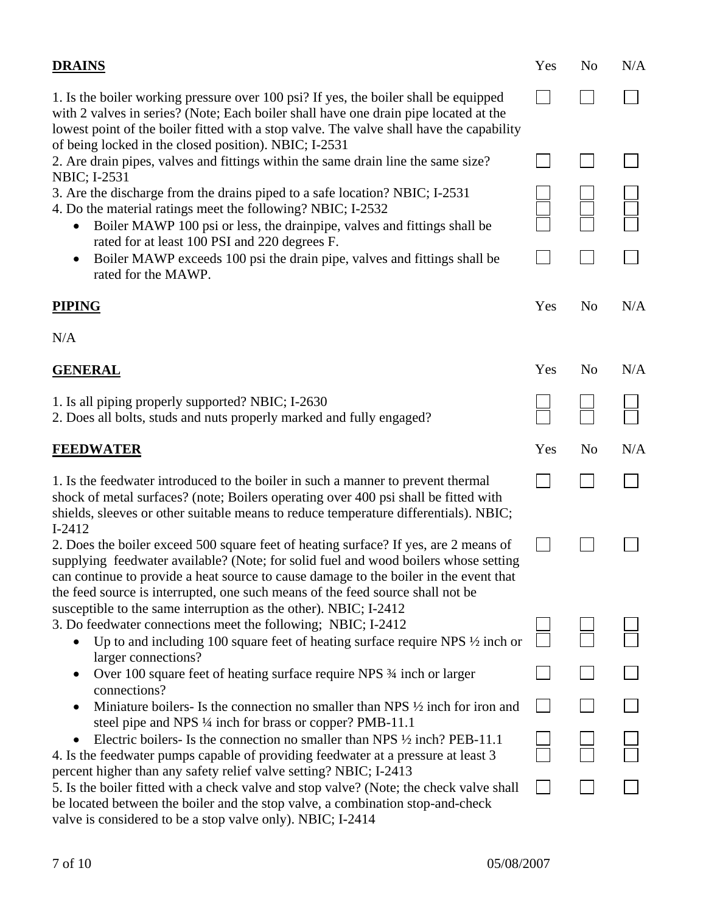| **DRAINS** | Yes | No | N/A |
|---|---|---|---|
| 1. Is the boiler working pressure over 100 psi? If yes, the boiler shall be equipped with 2 valves in series? (Note; Each boiler shall have one drain pipe located at the lowest point of the boiler fitted with a stop valve. The valve shall have the capability of being locked in the closed position). NBIC; I-2531 | ☐ | ☐ | ☐ |
| 2. Are drain pipes, valves and fittings within the same drain line the same size? NBIC; I-2531 | ☐ | ☐ | ☐ |
| 3. Are the discharge from the drains piped to a safe location? NBIC; I-2531 | ☐ | ☐ | ☐ |
| 4. Do the material ratings meet the following? NBIC; I-2532 | ☐ | ☐ | ☐ |
| • Boiler MAWP 100 psi or less, the drainpipe, valves and fittings shall be rated for at least 100 PSI and 220 degrees F. | ☐ | ☐ | ☐ |
| • Boiler MAWP exceeds 100 psi the drain pipe, valves and fittings shall be rated for the MAWP. | ☐ | ☐ | ☐ |

| **PIPING** | Yes | No | N/A |
|---|---|---|---|
| N/A | | | |

| **GENERAL** | Yes | No | N/A |
|---|---|---|---|
| 1. Is all piping properly supported? NBIC; I-2630 | ☐ | ☐ | ☐ |
| 2. Does all bolts, studs and nuts properly marked and fully engaged? | ☐ | ☐ | ☐ |

| **FEEDWATER** | Yes | No | N/A |
|---|---|---|---|
| 1. Is the feedwater introduced to the boiler in such a manner to prevent thermal shock of metal surfaces? (note; Boilers operating over 400 psi shall be fitted with shields, sleeves or other suitable means to reduce temperature differentials). NBIC; I-2412 | ☐ | ☐ | ☐ |
| 2. Does the boiler exceed 500 square feet of heating surface? If yes, are 2 means of supplying feedwater available? (Note; for solid fuel and wood boilers whose setting can continue to provide a heat source to cause damage to the boiler in the event that the feed source is interrupted, one such means of the feed source shall not be susceptible to the same interruption as the other). NBIC; I-2412 | ☐ | ☐ | ☐ |
| 3. Do feedwater connections meet the following; NBIC; I-2412 | ☐ | ☐ | ☐ |
| • Up to and including 100 square feet of heating surface require NPS ½ inch or larger connections? | ☐ | ☐ | ☐ |
| • Over 100 square feet of heating surface require NPS ¾ inch or larger connections? | ☐ | ☐ | ☐ |
| • Miniature boilers- Is the connection no smaller than NPS ½ inch for iron and steel pipe and NPS ¼ inch for brass or copper? PMB-11.1 | ☐ | ☐ | ☐ |
| • Electric boilers- Is the connection no smaller than NPS ½ inch? PEB-11.1 | ☐ | ☐ | ☐ |
| 4. Is the feedwater pumps capable of providing feedwater at a pressure at least 3 percent higher than any safety relief valve setting? NBIC; I-2413 | ☐ | ☐ | ☐ |
| 5. Is the boiler fitted with a check valve and stop valve? (Note; the check valve shall be located between the boiler and the stop valve, a combination stop-and-check valve is considered to be a stop valve only). NBIC; I-2414 | ☐ | ☐ | ☐ |

05/08/2007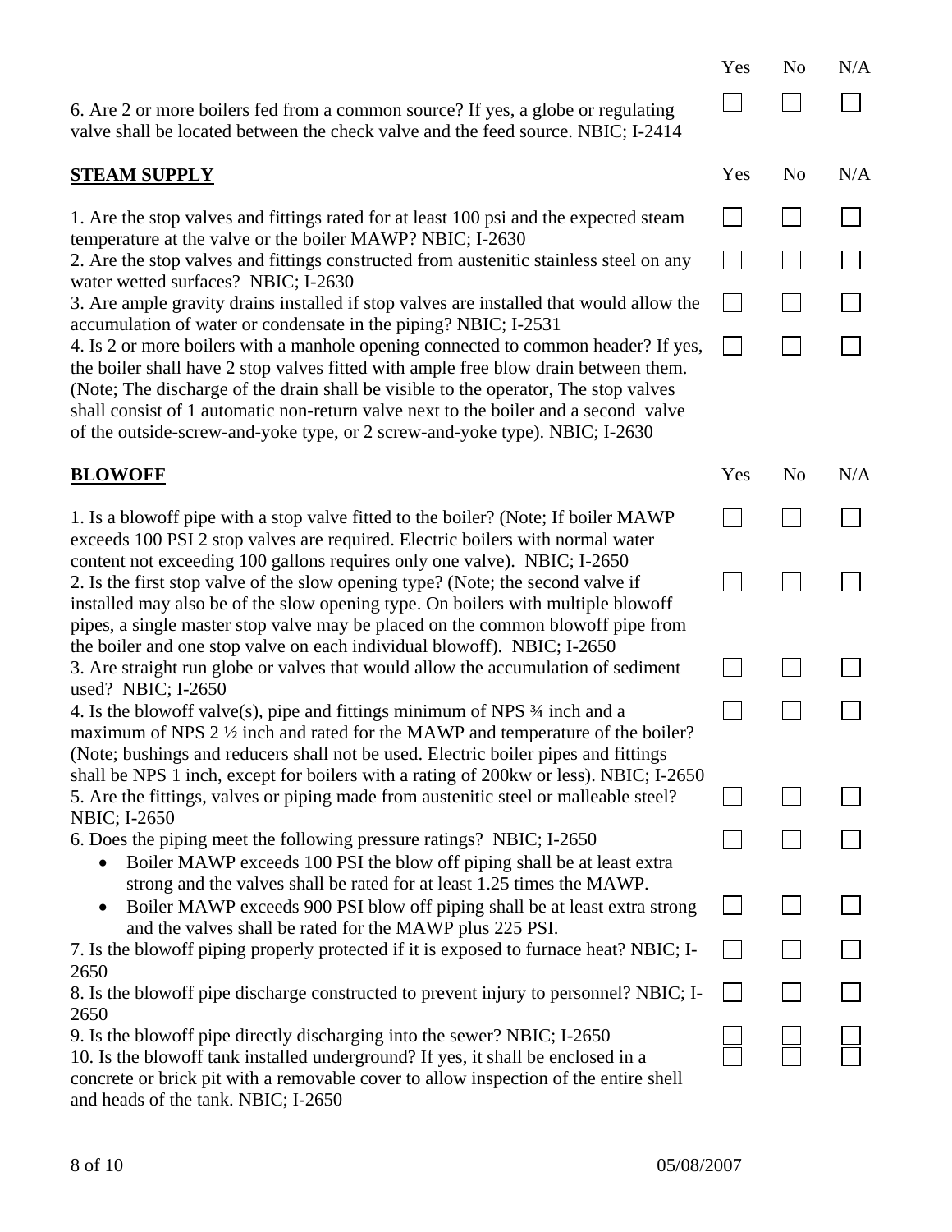| | Yes | No | N/A |
|---|---|---|---|
| 6. Are 2 or more boilers fed from a common source? If yes, a globe or regulating valve shall be located between the check valve and the feed source. NBIC; I-2414 | ☐ | ☐ | ☐ |

## STEAM SUPPLY

| | Yes | No | N/A |
|---|---|---|---|
| 1. Are the stop valves and fittings rated for at least 100 psi and the expected steam temperature at the valve or the boiler MAWP? NBIC; I-2630 | ☐ | ☐ | ☐ |
| 2. Are the stop valves and fittings constructed from austenitic stainless steel on any water wetted surfaces? NBIC; I-2630 | ☐ | ☐ | ☐ |
| 3. Are ample gravity drains installed if stop valves are installed that would allow the accumulation of water or condensate in the piping? NBIC; I-2531 | ☐ | ☐ | ☐ |
| 4. Is 2 or more boilers with a manhole opening connected to common header? If yes, the boiler shall have 2 stop valves fitted with ample free blow drain between them. (Note; The discharge of the drain shall be visible to the operator, The stop valves shall consist of 1 automatic non-return valve next to the boiler and a second valve of the outside-screw-and-yoke type, or 2 screw-and-yoke type). NBIC; I-2630 | ☐ | ☐ | ☐ |

## BLOWOFF

| | Yes | No | N/A |
|---|---|---|---|
| 1. Is a blowoff pipe with a stop valve fitted to the boiler? (Note; If boiler MAWP exceeds 100 PSI 2 stop valves are required. Electric boilers with normal water content not exceeding 100 gallons requires only one valve). NBIC; I-2650 | ☐ | ☐ | ☐ |
| 2. Is the first stop valve of the slow opening type? (Note; the second valve if installed may also be of the slow opening type. On boilers with multiple blowoff pipes, a single master stop valve may be placed on the common blowoff pipe from the boiler and one stop valve on each individual blowoff). NBIC; I-2650 | ☐ | ☐ | ☐ |
| 3. Are straight run globe or valves that would allow the accumulation of sediment used? NBIC; I-2650 | ☐ | ☐ | ☐ |
| 4. Is the blowoff valve(s), pipe and fittings minimum of NPS ¾ inch and a maximum of NPS 2 ½ inch and rated for the MAWP and temperature of the boiler? (Note; bushings and reducers shall not be used. Electric boiler pipes and fittings shall be NPS 1 inch, except for boilers with a rating of 200kw or less). NBIC; I-2650 | ☐ | ☐ | ☐ |
| 5. Are the fittings, valves or piping made from austenitic steel or malleable steel? NBIC; I-2650 | ☐ | ☐ | ☐ |
| 6. Does the piping meet the following pressure ratings? NBIC; I-2650<br>• Boiler MAWP exceeds 100 PSI the blow off piping shall be at least extra strong and the valves shall be rated for at least 1.25 times the MAWP. | ☐ | ☐ | ☐ |
| • Boiler MAWP exceeds 900 PSI blow off piping shall be at least extra strong and the valves shall be rated for the MAWP plus 225 PSI. | ☐ | ☐ | ☐ |
| 7. Is the blowoff piping properly protected if it is exposed to furnace heat? NBIC; I-2650 | ☐ | ☐ | ☐ |
| 8. Is the blowoff pipe discharge constructed to prevent injury to personnel? NBIC; I-2650 | ☐ | ☐ | ☐ |
| 9. Is the blowoff pipe directly discharging into the sewer? NBIC; I-2650 | ☐ | ☐ | ☐ |
| 10. Is the blowoff tank installed underground? If yes, it shall be enclosed in a concrete or brick pit with a removable cover to allow inspection of the entire shell and heads of the tank. NBIC; I-2650 | ☐ | ☐ | ☐ |

05/08/2007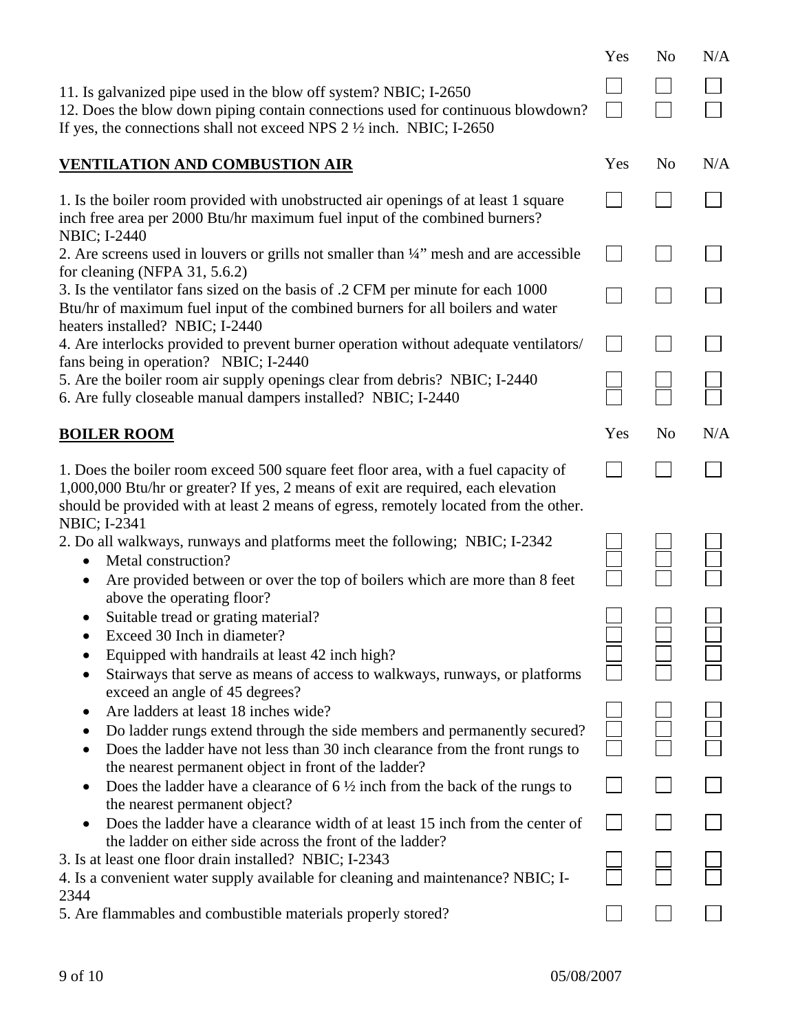| | Yes | No | N/A |
|---|---|---|---|
| 11. Is galvanized pipe used in the blow off system? NBIC; I-2650 | ☐ | ☐ | ☐ |
| 12. Does the blow down piping contain connections used for continuous blowdown? If yes, the connections shall not exceed NPS 2 ½ inch. NBIC; I-2650 | ☐ | ☐ | ☐ |

## VENTILATION AND COMBUSTION AIR

| | Yes | No | N/A |
|---|---|---|---|
| 1. Is the boiler room provided with unobstructed air openings of at least 1 square inch free area per 2000 Btu/hr maximum fuel input of the combined burners? NBIC; I-2440 | ☐ | ☐ | ☐ |
| 2. Are screens used in louvers or grills not smaller than ¼" mesh and are accessible for cleaning (NFPA 31, 5.6.2) | ☐ | ☐ | ☐ |
| 3. Is the ventilator fans sized on the basis of .2 CFM per minute for each 1000 Btu/hr of maximum fuel input of the combined burners for all boilers and water heaters installed? NBIC; I-2440 | ☐ | ☐ | ☐ |
| 4. Are interlocks provided to prevent burner operation without adequate ventilators/ fans being in operation? NBIC; I-2440 | ☐ | ☐ | ☐ |
| 5. Are the boiler room air supply openings clear from debris? NBIC; I-2440 | ☐ | ☐ | ☐ |
| 6. Are fully closeable manual dampers installed? NBIC; I-2440 | ☐ | ☐ | ☐ |

## BOILER ROOM

| | Yes | No | N/A |
|---|---|---|---|
| 1. Does the boiler room exceed 500 square feet floor area, with a fuel capacity of 1,000,000 Btu/hr or greater? If yes, 2 means of exit are required, each elevation should be provided with at least 2 means of egress, remotely located from the other. NBIC; I-2341 | ☐ | ☐ | ☐ |
| 2. Do all walkways, runways and platforms meet the following; NBIC; I-2342 | ☐ | ☐ | ☐ |
| • Metal construction? | ☐ | ☐ | ☐ |
| • Are provided between or over the top of boilers which are more than 8 feet above the operating floor? | ☐ | ☐ | ☐ |
| • Suitable tread or grating material? | ☐ | ☐ | ☐ |
| • Exceed 30 Inch in diameter? | ☐ | ☐ | ☐ |
| • Equipped with handrails at least 42 inch high? | ☐ | ☐ | ☐ |
| • Stairways that serve as means of access to walkways, runways, or platforms exceed an angle of 45 degrees? | ☐ | ☐ | ☐ |
| • Are ladders at least 18 inches wide? | ☐ | ☐ | ☐ |
| • Do ladder rungs extend through the side members and permanently secured? | ☐ | ☐ | ☐ |
| • Does the ladder have not less than 30 inch clearance from the front rungs to the nearest permanent object in front of the ladder? | ☐ | ☐ | ☐ |
| • Does the ladder have a clearance of 6 ½ inch from the back of the rungs to the nearest permanent object? | ☐ | ☐ | ☐ |
| • Does the ladder have a clearance width of at least 15 inch from the center of the ladder on either side across the front of the ladder? | ☐ | ☐ | ☐ |
| 3. Is at least one floor drain installed? NBIC; I-2343 | ☐ | ☐ | ☐ |
| 4. Is a convenient water supply available for cleaning and maintenance? NBIC; I-2344 | ☐ | ☐ | ☐ |
| 5. Are flammables and combustible materials properly stored? | ☐ | ☐ | ☐ |

05/08/2007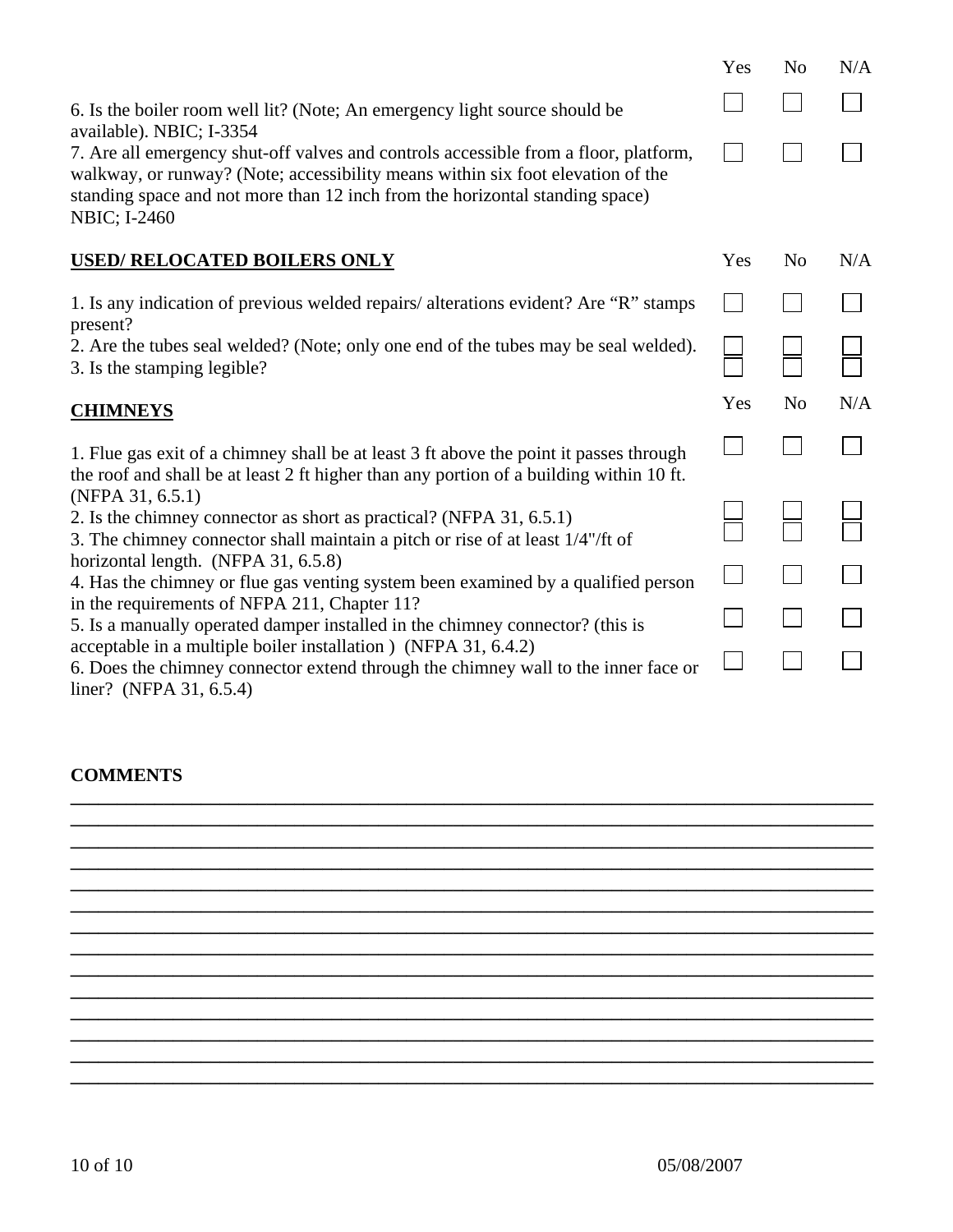| | Yes | No | N/A |
|---|---|---|---|
| 6. Is the boiler room well lit? (Note; An emergency light source should be available). NBIC; I-3354 | ☐ | ☐ | ☐ |
| 7. Are all emergency shut-off valves and controls accessible from a floor, platform, walkway, or runway? (Note; accessibility means within six foot elevation of the standing space and not more than 12 inch from the horizontal standing space) NBIC; I-2460 | ☐ | ☐ | ☐ |

## USED/ RELOCATED BOILERS ONLY

| | Yes | No | N/A |
|---|---|---|---|
| 1. Is any indication of previous welded repairs/ alterations evident? Are “R” stamps present? | ☐ | ☐ | ☐ |
| 2. Are the tubes seal welded? (Note; only one end of the tubes may be seal welded). | ☐ | ☐ | ☐ |
| 3. Is the stamping legible? | ☐ | ☐ | ☐ |

## CHIMNEYS

| | Yes | No | N/A |
|---|---|---|---|
| 1. Flue gas exit of a chimney shall be at least 3 ft above the point it passes through the roof and shall be at least 2 ft higher than any portion of a building within 10 ft. (NFPA 31, 6.5.1) | ☐ | ☐ | ☐ |
| 2. Is the chimney connector as short as practical? (NFPA 31, 6.5.1) | ☐ | ☐ | ☐ |
| 3. The chimney connector shall maintain a pitch or rise of at least 1/4"/ft of horizontal length. (NFPA 31, 6.5.8) | ☐ | ☐ | ☐ |
| 4. Has the chimney or flue gas venting system been examined by a qualified person in the requirements of NFPA 211, Chapter 11? | ☐ | ☐ | ☐ |
| 5. Is a manually operated damper installed in the chimney connector? (this is acceptable in a multiple boiler installation ) (NFPA 31, 6.4.2) | ☐ | ☐ | ☐ |
| 6. Does the chimney connector extend through the chimney wall to the inner face or liner? (NFPA 31, 6.5.4) | ☐ | ☐ | ☐ |

**COMMENTS**

____________________________________________________________________________
____________________________________________________________________________
____________________________________________________________________________
____________________________________________________________________________
____________________________________________________________________________
____________________________________________________________________________
____________________________________________________________________________
____________________________________________________________________________
____________________________________________________________________________
____________________________________________________________________________
____________________________________________________________________________
____________________________________________________________________________
____________________________________________________________________________
____________________________________________________________________________

05/08/2007